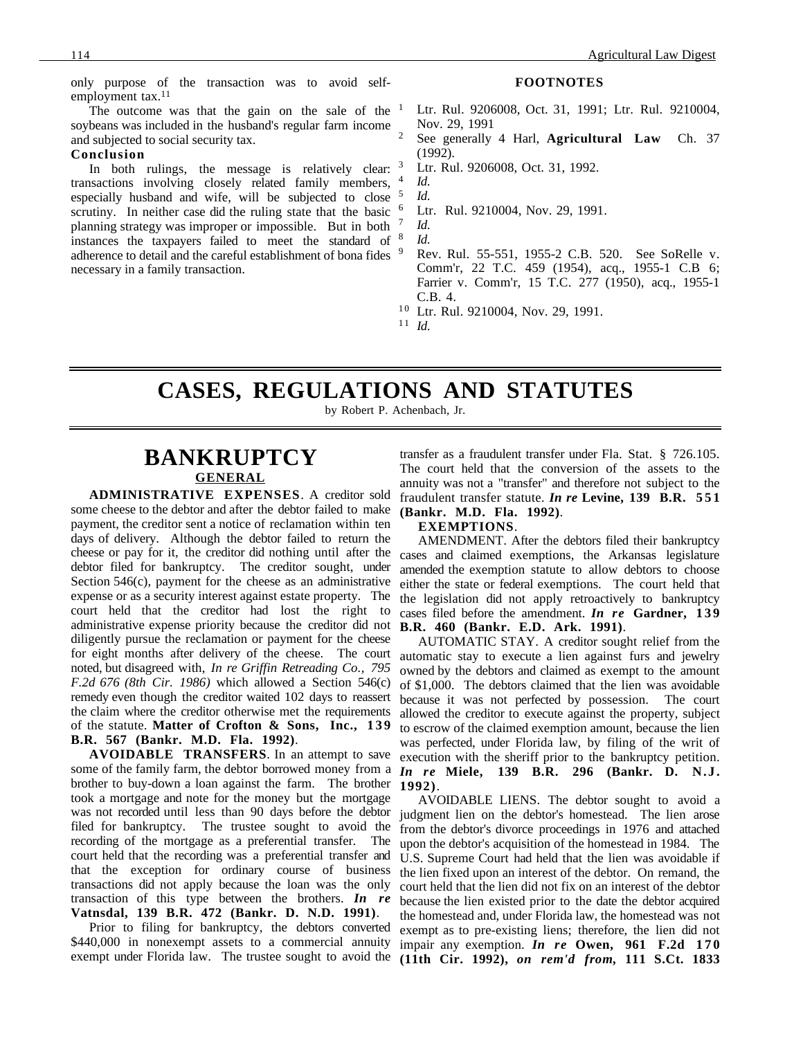only purpose of the transaction was to avoid self-employment tax.[11]

The outcome was that the gain on the sale of the soybeans was included in the husband's regular farm income and subjected to social security tax.

**Conclusion**

In both rulings, the message is relatively clear: transactions involving closely related family members, especially husband and wife, will be subjected to close scrutiny. In neither case did the ruling state that the basic planning strategy was improper or impossible. But in both instances the taxpayers failed to meet the standard of adherence to detail and the careful establishment of bona fides necessary in a family transaction.

**FOOTNOTES**

1. Ltr. Rul. 9206008, Oct. 31, 1991; Ltr. Rul. 9210004, Nov. 29, 1991
2. See generally 4 Harl, **Agricultural Law** Ch. 37 (1992).
3. Ltr. Rul. 9206008, Oct. 31, 1992.
4. *Id.*
5. *Id.*
6. Ltr. Rul. 9210004, Nov. 29, 1991.
7. *Id.*
8. *Id.*
9. Rev. Rul. 55-551, 1955-2 C.B. 520. See SoRelle v. Comm'r, 22 T.C. 459 (1954), acq., 1955-1 C.B 6; Farrier v. Comm'r, 15 T.C. 277 (1950), acq., 1955-1 C.B. 4.
10. Ltr. Rul. 9210004, Nov. 29, 1991.
11. *Id.*

# CASES, REGULATIONS AND STATUTES

by Robert P. Achenbach, Jr.

## BANKRUPTCY

### GENERAL

**ADMINISTRATIVE EXPENSES**. A creditor sold some cheese to the debtor and after the debtor failed to make payment, the creditor sent a notice of reclamation within ten days of delivery. Although the debtor failed to return the cheese or pay for it, the creditor did nothing until after the debtor filed for bankruptcy. The creditor sought, under Section 546(c), payment for the cheese as an administrative expense or as a security interest against estate property. The court held that the creditor had lost the right to administrative expense priority because the creditor did not diligently pursue the reclamation or payment for the cheese for eight months after delivery of the cheese. The court noted, but disagreed with, *In re Griffin Retreading Co., 795 F.2d 676 (8th Cir. 1986)* which allowed a Section 546(c) remedy even though the creditor waited 102 days to reassert the claim where the creditor otherwise met the requirements of the statute. **Matter of Crofton & Sons, Inc., 139 B.R. 567 (Bankr. M.D. Fla. 1992)**.

**AVOIDABLE TRANSFERS**. In an attempt to save some of the family farm, the debtor borrowed money from a brother to buy-down a loan against the farm. The brother took a mortgage and note for the money but the mortgage was not recorded until less than 90 days before the debtor filed for bankruptcy. The trustee sought to avoid the recording of the mortgage as a preferential transfer. The court held that the recording was a preferential transfer and that the exception for ordinary course of business transactions did not apply because the loan was the only transaction of this type between the brothers. ***In re* Vatnsdal, 139 B.R. 472 (Bankr. D. N.D. 1991)**.

Prior to filing for bankruptcy, the debtors converted $440,000 in nonexempt assets to a commercial annuity exempt under Florida law. The trustee sought to avoid the transfer as a fraudulent transfer under Fla. Stat. § 726.105. The court held that the conversion of the assets to the annuity was not a "transfer" and therefore not subject to the fraudulent transfer statute. ***In re* Levine, 139 B.R. 551 (Bankr. M.D. Fla. 1992)**.

### EXEMPTIONS.

AMENDMENT. After the debtors filed their bankruptcy cases and claimed exemptions, the Arkansas legislature amended the exemption statute to allow debtors to choose either the state or federal exemptions. The court held that the legislation did not apply retroactively to bankruptcy cases filed before the amendment. ***In re* Gardner, 139 B.R. 460 (Bankr. E.D. Ark. 1991)**.

AUTOMATIC STAY. A creditor sought relief from the automatic stay to execute a lien against furs and jewelry owned by the debtors and claimed as exempt to the amount of $1,000. The debtors claimed that the lien was avoidable because it was not perfected by possession. The court allowed the creditor to execute against the property, subject to escrow of the claimed exemption amount, because the lien was perfected, under Florida law, by filing of the writ of execution with the sheriff prior to the bankruptcy petition. ***In re* Miele, 139 B.R. 296 (Bankr. D. N.J. 1992)**.

AVOIDABLE LIENS. The debtor sought to avoid a judgment lien on the debtor's homestead. The lien arose from the debtor's divorce proceedings in 1976 and attached upon the debtor's acquisition of the homestead in 1984. The U.S. Supreme Court had held that the lien was avoidable if the lien fixed upon an interest of the debtor. On remand, the court held that the lien did not fix on an interest of the debtor because the lien existed prior to the date the debtor acquired the homestead and, under Florida law, the homestead was not exempt as to pre-existing liens; therefore, the lien did not impair any exemption. ***In re* Owen, 961 F.2d 170 (11th Cir. 1992), *on rem'd from*, 111 S.Ct. 1833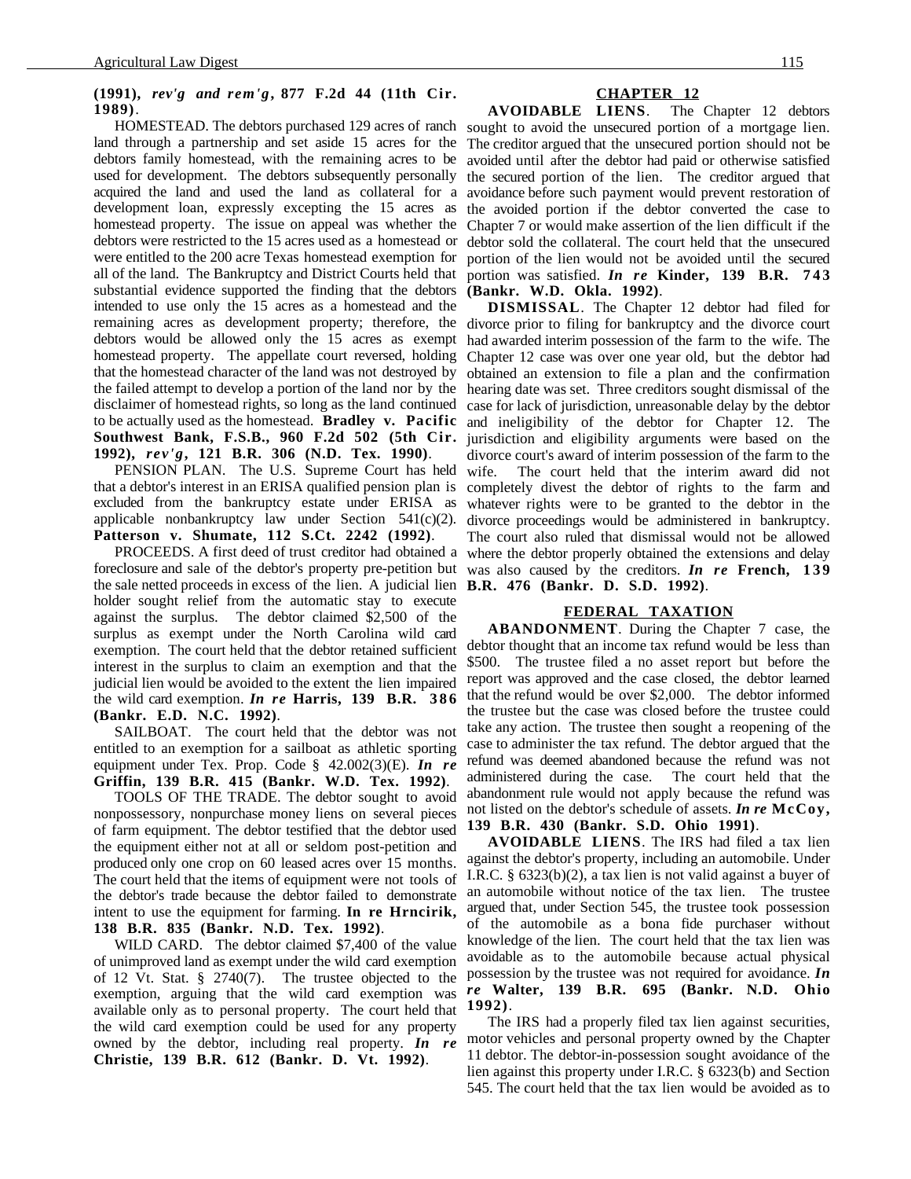**(1991),** ***rev'g and rem'g*****, 877 F.2d 44 (11th Cir. 1989)**.

HOMESTEAD. The debtors purchased 129 acres of ranch land through a partnership and set aside 15 acres for the debtors family homestead, with the remaining acres to be used for development. The debtors subsequently personally acquired the land and used the land as collateral for a development loan, expressly excepting the 15 acres as homestead property. The issue on appeal was whether the debtors were restricted to the 15 acres used as a homestead or were entitled to the 200 acre Texas homestead exemption for all of the land. The Bankruptcy and District Courts held that substantial evidence supported the finding that the debtors intended to use only the 15 acres as a homestead and the remaining acres as development property; therefore, the debtors would be allowed only the 15 acres as exempt homestead property. The appellate court reversed, holding that the homestead character of the land was not destroyed by the failed attempt to develop a portion of the land nor by the disclaimer of homestead rights, so long as the land continued to be actually used as the homestead. **Bradley v. Pacific Southwest Bank, F.S.B., 960 F.2d 502 (5th Cir. 1992),** ***rev'g*****, 121 B.R. 306 (N.D. Tex. 1990)**.

PENSION PLAN. The U.S. Supreme Court has held that a debtor's interest in an ERISA qualified pension plan is excluded from the bankruptcy estate under ERISA as applicable nonbankruptcy law under Section 541(c)(2). **Patterson v. Shumate, 112 S.Ct. 2242 (1992)**.

PROCEEDS. A first deed of trust creditor had obtained a foreclosure and sale of the debtor's property pre-petition but the sale netted proceeds in excess of the lien. A judicial lien holder sought relief from the automatic stay to execute against the surplus. The debtor claimed $2,500 of the surplus as exempt under the North Carolina wild card exemption. The court held that the debtor retained sufficient interest in the surplus to claim an exemption and that the judicial lien would be avoided to the extent the lien impaired the wild card exemption. ***In re*** **Harris, 139 B.R. 386 (Bankr. E.D. N.C. 1992)**.

SAILBOAT. The court held that the debtor was not entitled to an exemption for a sailboat as athletic sporting equipment under Tex. Prop. Code § 42.002(3)(E). ***In re*** **Griffin, 139 B.R. 415 (Bankr. W.D. Tex. 1992)**.

TOOLS OF THE TRADE. The debtor sought to avoid nonpossessory, nonpurchase money liens on several pieces of farm equipment. The debtor testified that the debtor used the equipment either not at all or seldom post-petition and produced only one crop on 60 leased acres over 15 months. The court held that the items of equipment were not tools of the debtor's trade because the debtor failed to demonstrate intent to use the equipment for farming. **In re Hrncirik, 138 B.R. 835 (Bankr. N.D. Tex. 1992)**.

WILD CARD. The debtor claimed $7,400 of the value of unimproved land as exempt under the wild card exemption of 12 Vt. Stat. § 2740(7). The trustee objected to the exemption, arguing that the wild card exemption was available only as to personal property. The court held that the wild card exemption could be used for any property owned by the debtor, including real property. ***In re*** **Christie, 139 B.R. 612 (Bankr. D. Vt. 1992)**.

## CHAPTER 12

**AVOIDABLE LIENS**. The Chapter 12 debtors sought to avoid the unsecured portion of a mortgage lien. The creditor argued that the unsecured portion should not be avoided until after the debtor had paid or otherwise satisfied the secured portion of the lien. The creditor argued that avoidance before such payment would prevent restoration of the avoided portion if the debtor converted the case to Chapter 7 or would make assertion of the lien difficult if the debtor sold the collateral. The court held that the unsecured portion of the lien would not be avoided until the secured portion was satisfied. ***In re*** **Kinder, 139 B.R. 743 (Bankr. W.D. Okla. 1992)**.

**DISMISSAL**. The Chapter 12 debtor had filed for divorce prior to filing for bankruptcy and the divorce court had awarded interim possession of the farm to the wife. The Chapter 12 case was over one year old, but the debtor had obtained an extension to file a plan and the confirmation hearing date was set. Three creditors sought dismissal of the case for lack of jurisdiction, unreasonable delay by the debtor and ineligibility of the debtor for Chapter 12. The jurisdiction and eligibility arguments were based on the divorce court's award of interim possession of the farm to the wife. The court held that the interim award did not completely divest the debtor of rights to the farm and whatever rights were to be granted to the debtor in the divorce proceedings would be administered in bankruptcy. The court also ruled that dismissal would not be allowed where the debtor properly obtained the extensions and delay was also caused by the creditors. ***In re*** **French, 139 B.R. 476 (Bankr. D. S.D. 1992)**.

## FEDERAL TAXATION

**ABANDONMENT**. During the Chapter 7 case, the debtor thought that an income tax refund would be less than $500. The trustee filed a no asset report but before the report was approved and the case closed, the debtor learned that the refund would be over $2,000. The debtor informed the trustee but the case was closed before the trustee could take any action. The trustee then sought a reopening of the case to administer the tax refund. The debtor argued that the refund was deemed abandoned because the refund was not administered during the case. The court held that the abandonment rule would not apply because the refund was not listed on the debtor's schedule of assets. ***In re*** **McCoy, 139 B.R. 430 (Bankr. S.D. Ohio 1991)**.

**AVOIDABLE LIENS**. The IRS had filed a tax lien against the debtor's property, including an automobile. Under I.R.C. § 6323(b)(2), a tax lien is not valid against a buyer of an automobile without notice of the tax lien. The trustee argued that, under Section 545, the trustee took possession of the automobile as a bona fide purchaser without knowledge of the lien. The court held that the tax lien was avoidable as to the automobile because actual physical possession by the trustee was not required for avoidance. ***In re*** **Walter, 139 B.R. 695 (Bankr. N.D. Ohio 1992)**.

The IRS had a properly filed tax lien against securities, motor vehicles and personal property owned by the Chapter 11 debtor. The debtor-in-possession sought avoidance of the lien against this property under I.R.C. § 6323(b) and Section 545. The court held that the tax lien would be avoided as to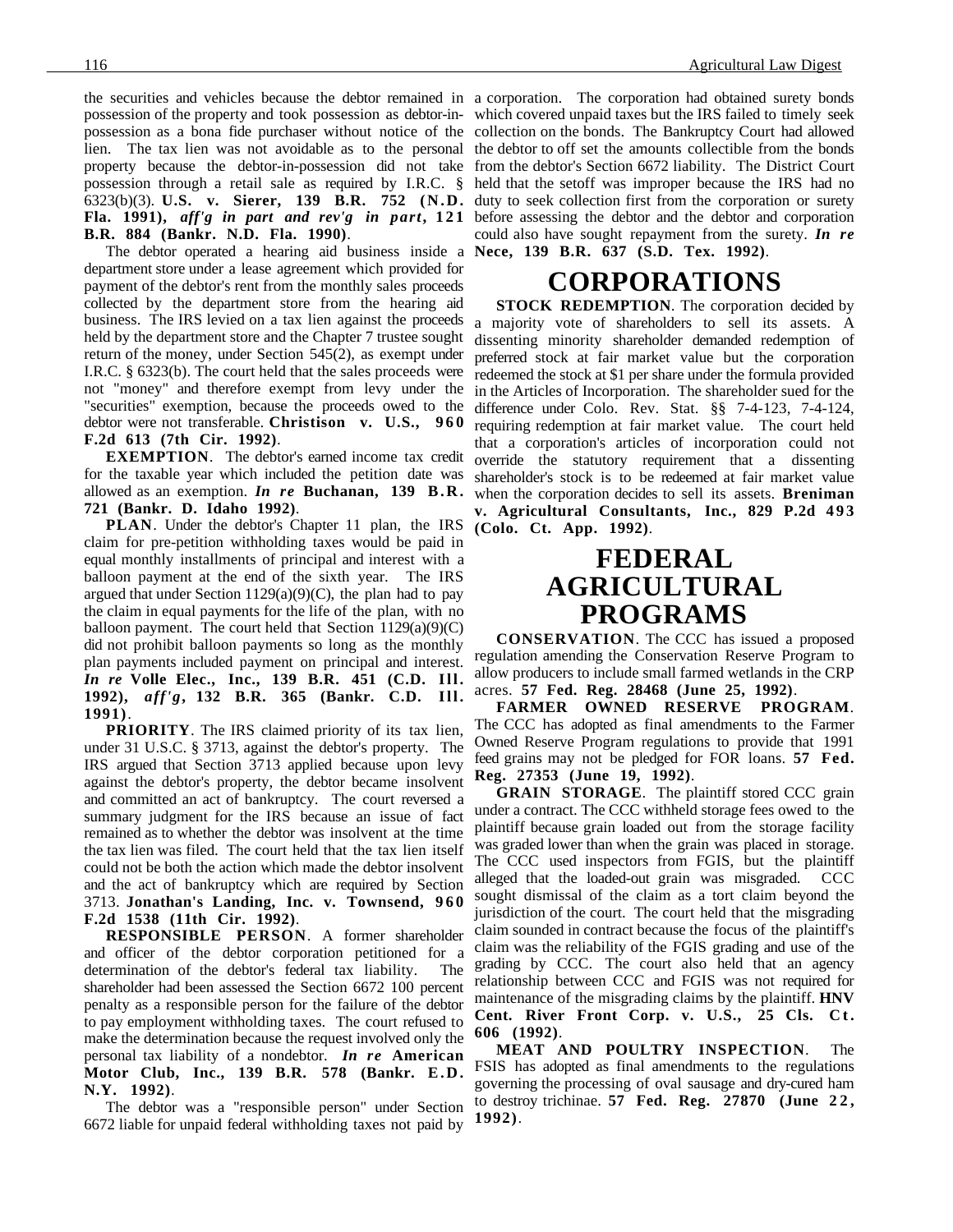the securities and vehicles because the debtor remained in possession of the property and took possession as debtor-in-possession as a bona fide purchaser without notice of the lien. The tax lien was not avoidable as to the personal property because the debtor-in-possession did not take possession through a retail sale as required by I.R.C. § 6323(b)(3). **U.S. v. Sierer, 139 B.R. 752 (N.D. Fla. 1991), *aff'g in part and rev'g in part*, 121 B.R. 884 (Bankr. N.D. Fla. 1990)**.

The debtor operated a hearing aid business inside a department store under a lease agreement which provided for payment of the debtor's rent from the monthly sales proceeds collected by the department store from the hearing aid business. The IRS levied on a tax lien against the proceeds held by the department store and the Chapter 7 trustee sought return of the money, under Section 545(2), as exempt under I.R.C. § 6323(b). The court held that the sales proceeds were not "money" and therefore exempt from levy under the "securities" exemption, because the proceeds owed to the debtor were not transferable. **Christison v. U.S., 960 F.2d 613 (7th Cir. 1992)**.

**EXEMPTION**. The debtor's earned income tax credit for the taxable year which included the petition date was allowed as an exemption. ***In re* Buchanan, 139 B.R. 721 (Bankr. D. Idaho 1992)**.

**PLAN**. Under the debtor's Chapter 11 plan, the IRS claim for pre-petition withholding taxes would be paid in equal monthly installments of principal and interest with a balloon payment at the end of the sixth year. The IRS argued that under Section 1129(a)(9)(C), the plan had to pay the claim in equal payments for the life of the plan, with no balloon payment. The court held that Section 1129(a)(9)(C) did not prohibit balloon payments so long as the monthly plan payments included payment on principal and interest. ***In re* Volle Elec., Inc., 139 B.R. 451 (C.D. Ill. 1992), *aff'g*, 132 B.R. 365 (Bankr. C.D. Ill. 1991)**.

**PRIORITY**. The IRS claimed priority of its tax lien, under 31 U.S.C. § 3713, against the debtor's property. The IRS argued that Section 3713 applied because upon levy against the debtor's property, the debtor became insolvent and committed an act of bankruptcy. The court reversed a summary judgment for the IRS because an issue of fact remained as to whether the debtor was insolvent at the time the tax lien was filed. The court held that the tax lien itself could not be both the action which made the debtor insolvent and the act of bankruptcy which are required by Section 3713. **Jonathan's Landing, Inc. v. Townsend, 960 F.2d 1538 (11th Cir. 1992)**.

**RESPONSIBLE PERSON**. A former shareholder and officer of the debtor corporation petitioned for a determination of the debtor's federal tax liability. The shareholder had been assessed the Section 6672 100 percent penalty as a responsible person for the failure of the debtor to pay employment withholding taxes. The court refused to make the determination because the request involved only the personal tax liability of a nondebtor. ***In re* American Motor Club, Inc., 139 B.R. 578 (Bankr. E.D. N.Y. 1992)**.

The debtor was a "responsible person" under Section 6672 liable for unpaid federal withholding taxes not paid by a corporation. The corporation had obtained surety bonds which covered unpaid taxes but the IRS failed to timely seek collection on the bonds. The Bankruptcy Court had allowed the debtor to off set the amounts collectible from the bonds from the debtor's Section 6672 liability. The District Court held that the setoff was improper because the IRS had no duty to seek collection first from the corporation or surety before assessing the debtor and the debtor and corporation could also have sought repayment from the surety. ***In re* Nece, 139 B.R. 637 (S.D. Tex. 1992)**.

# CORPORATIONS

**STOCK REDEMPTION**. The corporation decided by a majority vote of shareholders to sell its assets. A dissenting minority shareholder demanded redemption of preferred stock at fair market value but the corporation redeemed the stock at $1 per share under the formula provided in the Articles of Incorporation. The shareholder sued for the difference under Colo. Rev. Stat. §§ 7-4-123, 7-4-124, requiring redemption at fair market value. The court held that a corporation's articles of incorporation could not override the statutory requirement that a dissenting shareholder's stock is to be redeemed at fair market value when the corporation decides to sell its assets. **Breniman v. Agricultural Consultants, Inc., 829 P.2d 493 (Colo. Ct. App. 1992)**.

# FEDERAL AGRICULTURAL PROGRAMS

**CONSERVATION**. The CCC has issued a proposed regulation amending the Conservation Reserve Program to allow producers to include small farmed wetlands in the CRP acres. **57 Fed. Reg. 28468 (June 25, 1992)**.

**FARMER OWNED RESERVE PROGRAM**. The CCC has adopted as final amendments to the Farmer Owned Reserve Program regulations to provide that 1991 feed grains may not be pledged for FOR loans. **57 Fed. Reg. 27353 (June 19, 1992)**.

**GRAIN STORAGE**. The plaintiff stored CCC grain under a contract. The CCC withheld storage fees owed to the plaintiff because grain loaded out from the storage facility was graded lower than when the grain was placed in storage. The CCC used inspectors from FGIS, but the plaintiff alleged that the loaded-out grain was misgraded. CCC sought dismissal of the claim as a tort claim beyond the jurisdiction of the court. The court held that the misgrading claim sounded in contract because the focus of the plaintiff's claim was the reliability of the FGIS grading and use of the grading by CCC. The court also held that an agency relationship between CCC and FGIS was not required for maintenance of the misgrading claims by the plaintiff. **HNV Cent. River Front Corp. v. U.S., 25 Cls. Ct. 606 (1992)**.

**MEAT AND POULTRY INSPECTION**. The FSIS has adopted as final amendments to the regulations governing the processing of oval sausage and dry-cured ham to destroy trichinae. **57 Fed. Reg. 27870 (June 22, 1992)**.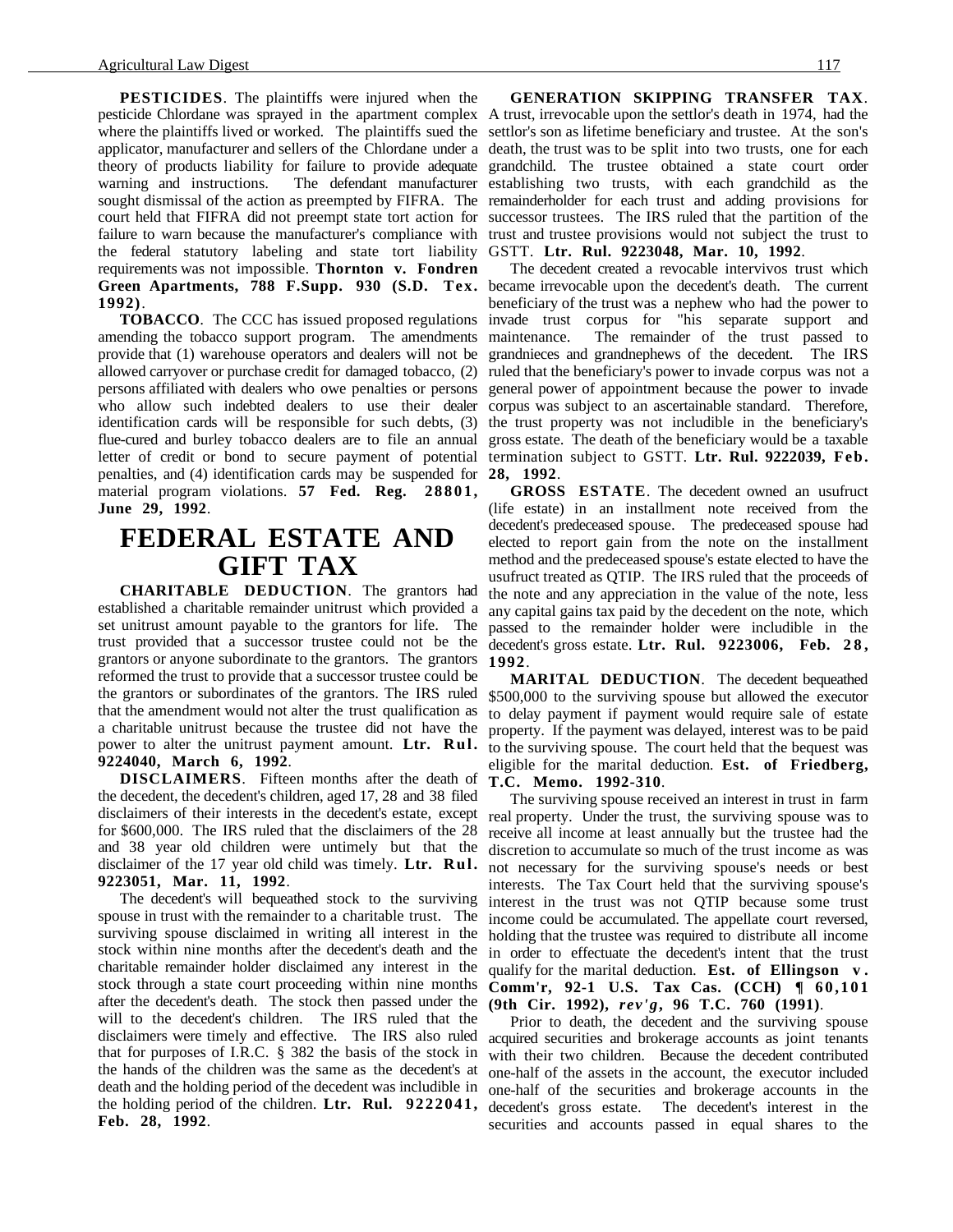**PESTICIDES**. The plaintiffs were injured when the pesticide Chlordane was sprayed in the apartment complex where the plaintiffs lived or worked. The plaintiffs sued the applicator, manufacturer and sellers of the Chlordane under a theory of products liability for failure to provide adequate warning and instructions. The defendant manufacturer sought dismissal of the action as preempted by FIFRA. The court held that FIFRA did not preempt state tort action for failure to warn because the manufacturer's compliance with the federal statutory labeling and state tort liability requirements was not impossible. **Thornton v. Fondren Green Apartments, 788 F.Supp. 930 (S.D. Tex. 1992)**.

**TOBACCO**. The CCC has issued proposed regulations amending the tobacco support program. The amendments provide that (1) warehouse operators and dealers will not be allowed carryover or purchase credit for damaged tobacco, (2) persons affiliated with dealers who owe penalties or persons who allow such indebted dealers to use their dealer identification cards will be responsible for such debts, (3) flue-cured and burley tobacco dealers are to file an annual letter of credit or bond to secure payment of potential penalties, and (4) identification cards may be suspended for material program violations. **57 Fed. Reg. 28801, June 29, 1992**.

# FEDERAL ESTATE AND GIFT TAX

**CHARITABLE DEDUCTION**. The grantors had established a charitable remainder unitrust which provided a set unitrust amount payable to the grantors for life. The trust provided that a successor trustee could not be the grantors or anyone subordinate to the grantors. The grantors reformed the trust to provide that a successor trustee could be the grantors or subordinates of the grantors. The IRS ruled that the amendment would not alter the trust qualification as a charitable unitrust because the trustee did not have the power to alter the unitrust payment amount. **Ltr. Rul. 9224040, March 6, 1992**.

**DISCLAIMERS**. Fifteen months after the death of the decedent, the decedent's children, aged 17, 28 and 38 filed disclaimers of their interests in the decedent's estate, except for $600,000. The IRS ruled that the disclaimers of the 28 and 38 year old children were untimely but that the disclaimer of the 17 year old child was timely. **Ltr. Rul. 9223051, Mar. 11, 1992**.

The decedent's will bequeathed stock to the surviving spouse in trust with the remainder to a charitable trust. The surviving spouse disclaimed in writing all interest in the stock within nine months after the decedent's death and the charitable remainder holder disclaimed any interest in the stock through a state court proceeding within nine months after the decedent's death. The stock then passed under the will to the decedent's children. The IRS ruled that the disclaimers were timely and effective. The IRS also ruled that for purposes of I.R.C. § 382 the basis of the stock in the hands of the children was the same as the decedent's at death and the holding period of the decedent was includible in the holding period of the children. **Ltr. Rul. 9222041, Feb. 28, 1992**.

**GENERATION SKIPPING TRANSFER TAX**. A trust, irrevocable upon the settlor's death in 1974, had the settlor's son as lifetime beneficiary and trustee. At the son's death, the trust was to be split into two trusts, one for each grandchild. The trustee obtained a state court order establishing two trusts, with each grandchild as the remainderholder for each trust and adding provisions for successor trustees. The IRS ruled that the partition of the trust and trustee provisions would not subject the trust to GSTT. **Ltr. Rul. 9223048, Mar. 10, 1992**.

The decedent created a revocable intervivos trust which became irrevocable upon the decedent's death. The current beneficiary of the trust was a nephew who had the power to invade trust corpus for "his separate support and maintenance. The remainder of the trust passed to grandnieces and grandnephews of the decedent. The IRS ruled that the beneficiary's power to invade corpus was not a general power of appointment because the power to invade corpus was subject to an ascertainable standard. Therefore, the trust property was not includible in the beneficiary's gross estate. The death of the beneficiary would be a taxable termination subject to GSTT. **Ltr. Rul. 9222039, Feb. 28, 1992**.

**GROSS ESTATE**. The decedent owned an usufruct (life estate) in an installment note received from the decedent's predeceased spouse. The predeceased spouse had elected to report gain from the note on the installment method and the predeceased spouse's estate elected to have the usufruct treated as QTIP. The IRS ruled that the proceeds of the note and any appreciation in the value of the note, less any capital gains tax paid by the decedent on the note, which passed to the remainder holder were includible in the decedent's gross estate. **Ltr. Rul. 9223006, Feb. 28, 1992**.

**MARITAL DEDUCTION**. The decedent bequeathed $500,000 to the surviving spouse but allowed the executor to delay payment if payment would require sale of estate property. If the payment was delayed, interest was to be paid to the surviving spouse. The court held that the bequest was eligible for the marital deduction. **Est. of Friedberg, T.C. Memo. 1992-310**.

The surviving spouse received an interest in trust in farm real property. Under the trust, the surviving spouse was to receive all income at least annually but the trustee had the discretion to accumulate so much of the trust income as was not necessary for the surviving spouse's needs or best interests. The Tax Court held that the surviving spouse's interest in the trust was not QTIP because some trust income could be accumulated. The appellate court reversed, holding that the trustee was required to distribute all income in order to effectuate the decedent's intent that the trust qualify for the marital deduction. **Est. of Ellingson v. Comm'r, 92-1 U.S. Tax Cas. (CCH) ¶ 60,101 (9th Cir. 1992), *rev'g*, 96 T.C. 760 (1991)**.

Prior to death, the decedent and the surviving spouse acquired securities and brokerage accounts as joint tenants with their two children. Because the decedent contributed one-half of the assets in the account, the executor included one-half of the securities and brokerage accounts in the decedent's gross estate. The decedent's interest in the securities and accounts passed in equal shares to the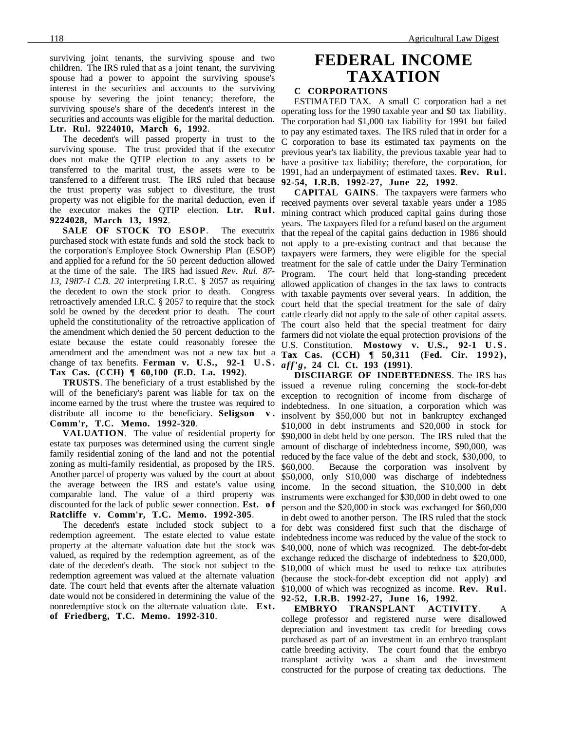surviving joint tenants, the surviving spouse and two children. The IRS ruled that as a joint tenant, the surviving spouse had a power to appoint the surviving spouse's interest in the securities and accounts to the surviving spouse by severing the joint tenancy; therefore, the surviving spouse's share of the decedent's interest in the securities and accounts was eligible for the marital deduction. **Ltr. Rul. 9224010, March 6, 1992**.

The decedent's will passed property in trust to the surviving spouse. The trust provided that if the executor does not make the QTIP election to any assets to be transferred to the marital trust, the assets were to be transferred to a different trust. The IRS ruled that because the trust property was subject to divestiture, the trust property was not eligible for the marital deduction, even if the executor makes the QTIP election. **Ltr. Rul. 9224028, March 13, 1992**.

**SALE OF STOCK TO ESOP**. The executrix purchased stock with estate funds and sold the stock back to the corporation's Employee Stock Ownership Plan (ESOP) and applied for a refund for the 50 percent deduction allowed at the time of the sale. The IRS had issued *Rev. Rul. 87-13, 1987-1 C.B. 20* interpreting I.R.C. § 2057 as requiring the decedent to own the stock prior to death. Congress retroactively amended I.R.C. § 2057 to require that the stock sold be owned by the decedent prior to death. The court upheld the constitutionality of the retroactive application of the amendment which denied the 50 percent deduction to the estate because the estate could reasonably foresee the amendment and the amendment was not a new tax but a change of tax benefits. **Ferman v. U.S., 92-1 U.S. Tax Cas. (CCH) ¶ 60,100 (E.D. La. 1992)**.

**TRUSTS**. The beneficiary of a trust established by the will of the beneficiary's parent was liable for tax on the income earned by the trust where the trustee was required to distribute all income to the beneficiary. **Seligson v. Comm'r, T.C. Memo. 1992-320**.

**VALUATION**. The value of residential property for estate tax purposes was determined using the current single family residential zoning of the land and not the potential zoning as multi-family residential, as proposed by the IRS. Another parcel of property was valued by the court at about the average between the IRS and estate's value using comparable land. The value of a third property was discounted for the lack of public sewer connection. **Est. of Ratcliffe v. Comm'r, T.C. Memo. 1992-305**.

The decedent's estate included stock subject to a redemption agreement. The estate elected to value estate property at the alternate valuation date but the stock was valued, as required by the redemption agreement, as of the date of the decedent's death. The stock not subject to the redemption agreement was valued at the alternate valuation date. The court held that events after the alternate valuation date would not be considered in determining the value of the nonredemptive stock on the alternate valuation date. **Est. of Friedberg, T.C. Memo. 1992-310**.

# FEDERAL INCOME TAXATION

### C CORPORATIONS

ESTIMATED TAX. A small C corporation had a net operating loss for the 1990 taxable year and $0 tax liability. The corporation had $1,000 tax liability for 1991 but failed to pay any estimated taxes. The IRS ruled that in order for a C corporation to base its estimated tax payments on the previous year's tax liability, the previous taxable year had to have a positive tax liability; therefore, the corporation, for 1991, had an underpayment of estimated taxes. **Rev. Rul. 92-54, I.R.B. 1992-27, June 22, 1992**.

**CAPITAL GAINS**. The taxpayers were farmers who received payments over several taxable years under a 1985 mining contract which produced capital gains during those years. The taxpayers filed for a refund based on the argument that the repeal of the capital gains deduction in 1986 should not apply to a pre-existing contract and that because the taxpayers were farmers, they were eligible for the special treatment for the sale of cattle under the Dairy Termination Program. The court held that long-standing precedent allowed application of changes in the tax laws to contracts with taxable payments over several years. In addition, the court held that the special treatment for the sale of dairy cattle clearly did not apply to the sale of other capital assets. The court also held that the special treatment for dairy farmers did not violate the equal protection provisions of the U.S. Constitution. **Mostowy v. U.S., 92-1 U.S. Tax Cas. (CCH) ¶ 50,311 (Fed. Cir. 1992), *aff'g*, 24 Cl. Ct. 193 (1991)**.

**DISCHARGE OF INDEBTEDNESS**. The IRS has issued a revenue ruling concerning the stock-for-debt exception to recognition of income from discharge of indebtedness. In one situation, a corporation which was insolvent by $50,000 but not in bankruptcy exchanged $10,000 in debt instruments and $20,000 in stock for $90,000 in debt held by one person. The IRS ruled that the amount of discharge of indebtedness income, $90,000, was reduced by the face value of the debt and stock, $30,000, to $60,000. Because the corporation was insolvent by $50,000, only $10,000 was discharge of indebtedness income. In the second situation, the $10,000 in debt instruments were exchanged for $30,000 in debt owed to one person and the $20,000 in stock was exchanged for $60,000 in debt owed to another person. The IRS ruled that the stock for debt was considered first such that the discharge of indebtedness income was reduced by the value of the stock to $40,000, none of which was recognized. The debt-for-debt exchange reduced the discharge of indebtedness to $20,000, $10,000 of which must be used to reduce tax attributes (because the stock-for-debt exception did not apply) and $10,000 of which was recognized as income. **Rev. Rul. 92-52, I.R.B. 1992-27, June 16, 1992**.

**EMBRYO TRANSPLANT ACTIVITY**. A college professor and registered nurse were disallowed depreciation and investment tax credit for breeding cows purchased as part of an investment in an embryo transplant cattle breeding activity. The court found that the embryo transplant activity was a sham and the investment constructed for the purpose of creating tax deductions. The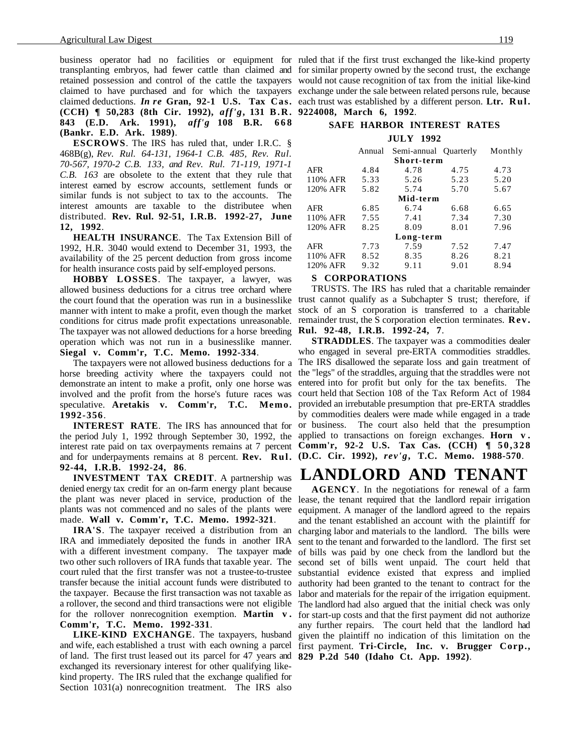business operator had no facilities or equipment for transplanting embryos, had fewer cattle than claimed and retained possession and control of the cattle the taxpayers claimed to have purchased and for which the taxpayers claimed deductions. ***In re* Gran, 92-1 U.S. Tax Cas. (CCH) ¶ 50,283 (8th Cir. 1992), *aff'g*, 131 B.R. 843 (E.D. Ark. 1991), *aff'g* 108 B.R. 668 (Bankr. E.D. Ark. 1989)**.

**ESCROWS**. The IRS has ruled that, under I.R.C. § 468B(g), *Rev. Rul. 64-131, 1964-1 C.B. 485, Rev. Rul. 70-567, 1970-2 C.B. 133, and Rev. Rul. 71-119, 1971-1 C.B. 163* are obsolete to the extent that they rule that interest earned by escrow accounts, settlement funds or similar funds is not subject to tax to the accounts. The interest amounts are taxable to the distributee when distributed. **Rev. Rul. 92-51, I.R.B. 1992-27, June 12, 1992**.

**HEALTH INSURANCE**. The Tax Extension Bill of 1992, H.R. 3040 would extend to December 31, 1993, the availability of the 25 percent deduction from gross income for health insurance costs paid by self-employed persons.

**HOBBY LOSSES**. The taxpayer, a lawyer, was allowed business deductions for a citrus tree orchard where the court found that the operation was run in a businesslike manner with intent to make a profit, even though the market conditions for citrus made profit expectations unreasonable. The taxpayer was not allowed deductions for a horse breeding operation which was not run in a businesslike manner. **Siegal v. Comm'r, T.C. Memo. 1992-334**.

The taxpayers were not allowed business deductions for a horse breeding activity where the taxpayers could not demonstrate an intent to make a profit, only one horse was involved and the profit from the horse's future races was speculative. **Aretakis v. Comm'r, T.C. Memo. 1992-356**.

**INTEREST RATE**. The IRS has announced that for the period July 1, 1992 through September 30, 1992, the interest rate paid on tax overpayments remains at 7 percent and for underpayments remains at 8 percent. **Rev. Rul. 92-44, I.R.B. 1992-24, 86**.

**INVESTMENT TAX CREDIT**. A partnership was denied energy tax credit for an on-farm energy plant because the plant was never placed in service, production of the plants was not commenced and no sales of the plants were made. **Wall v. Comm'r, T.C. Memo. 1992-321**.

**IRA'S**. The taxpayer received a distribution from an IRA and immediately deposited the funds in another IRA with a different investment company. The taxpayer made two other such rollovers of IRA funds that taxable year. The court ruled that the first transfer was not a trustee-to-trustee transfer because the initial account funds were distributed to the taxpayer. Because the first transaction was not taxable as a rollover, the second and third transactions were not eligible for the rollover nonrecognition exemption. **Martin v. Comm'r, T.C. Memo. 1992-331**.

**LIKE-KIND EXCHANGE**. The taxpayers, husband and wife, each established a trust with each owning a parcel of land. The first trust leased out its parcel for 47 years and exchanged its reversionary interest for other qualifying like-kind property. The IRS ruled that the exchange qualified for Section 1031(a) nonrecognition treatment. The IRS also ruled that if the first trust exchanged the like-kind property for similar property owned by the second trust, the exchange would not cause recognition of tax from the initial like-kind exchange under the sale between related persons rule, because each trust was established by a different person. **Ltr. Rul. 9224008, March 6, 1992**.

**SAFE HARBOR INTEREST RATES**

**JULY 1992**

| | Annual | Semi-annual | Quarterly | Monthly |
|---|---|---|---|---|
| | | **Short-term** | | |
| AFR | 4.84 | 4.78 | 4.75 | 4.73 |
| 110% AFR | 5.33 | 5.26 | 5.23 | 5.20 |
| 120% AFR | 5.82 | 5.74 | 5.70 | 5.67 |
| | | **Mid-term** | | |
| AFR | 6.85 | 6.74 | 6.68 | 6.65 |
| 110% AFR | 7.55 | 7.41 | 7.34 | 7.30 |
| 120% AFR | 8.25 | 8.09 | 8.01 | 7.96 |
| | | **Long-term** | | |
| AFR | 7.73 | 7.59 | 7.52 | 7.47 |
| 110% AFR | 8.52 | 8.35 | 8.26 | 8.21 |
| 120% AFR | 9.32 | 9.11 | 9.01 | 8.94 |

**S CORPORATIONS**

TRUSTS. The IRS has ruled that a charitable remainder trust cannot qualify as a Subchapter S trust; therefore, if stock of an S corporation is transferred to a charitable remainder trust, the S corporation election terminates. **Rev. Rul. 92-48, I.R.B. 1992-24, 7**.

**STRADDLES**. The taxpayer was a commodities dealer who engaged in several pre-ERTA commodities straddles. The IRS disallowed the separate loss and gain treatment of the "legs" of the straddles, arguing that the straddles were not entered into for profit but only for the tax benefits. The court held that Section 108 of the Tax Reform Act of 1984 provided an irrebutable presumption that pre-ERTA straddles by commodities dealers were made while engaged in a trade or business. The court also held that the presumption applied to transactions on foreign exchanges. **Horn v. Comm'r, 92-2 U.S. Tax Cas. (CCH) ¶ 50,328 (D.C. Cir. 1992), *rev'g*, T.C. Memo. 1988-570**.

# LANDLORD AND TENANT

**AGENCY**. In the negotiations for renewal of a farm lease, the tenant required that the landlord repair irrigation equipment. A manager of the landlord agreed to the repairs and the tenant established an account with the plaintiff for charging labor and materials to the landlord. The bills were sent to the tenant and forwarded to the landlord. The first set of bills was paid by one check from the landlord but the second set of bills went unpaid. The court held that substantial evidence existed that express and implied authority had been granted to the tenant to contract for the labor and materials for the repair of the irrigation equipment. The landlord had also argued that the initial check was only for start-up costs and that the first payment did not authorize any further repairs. The court held that the landlord had given the plaintiff no indication of this limitation on the first payment. **Tri-Circle, Inc. v. Brugger Corp., 829 P.2d 540 (Idaho Ct. App. 1992)**.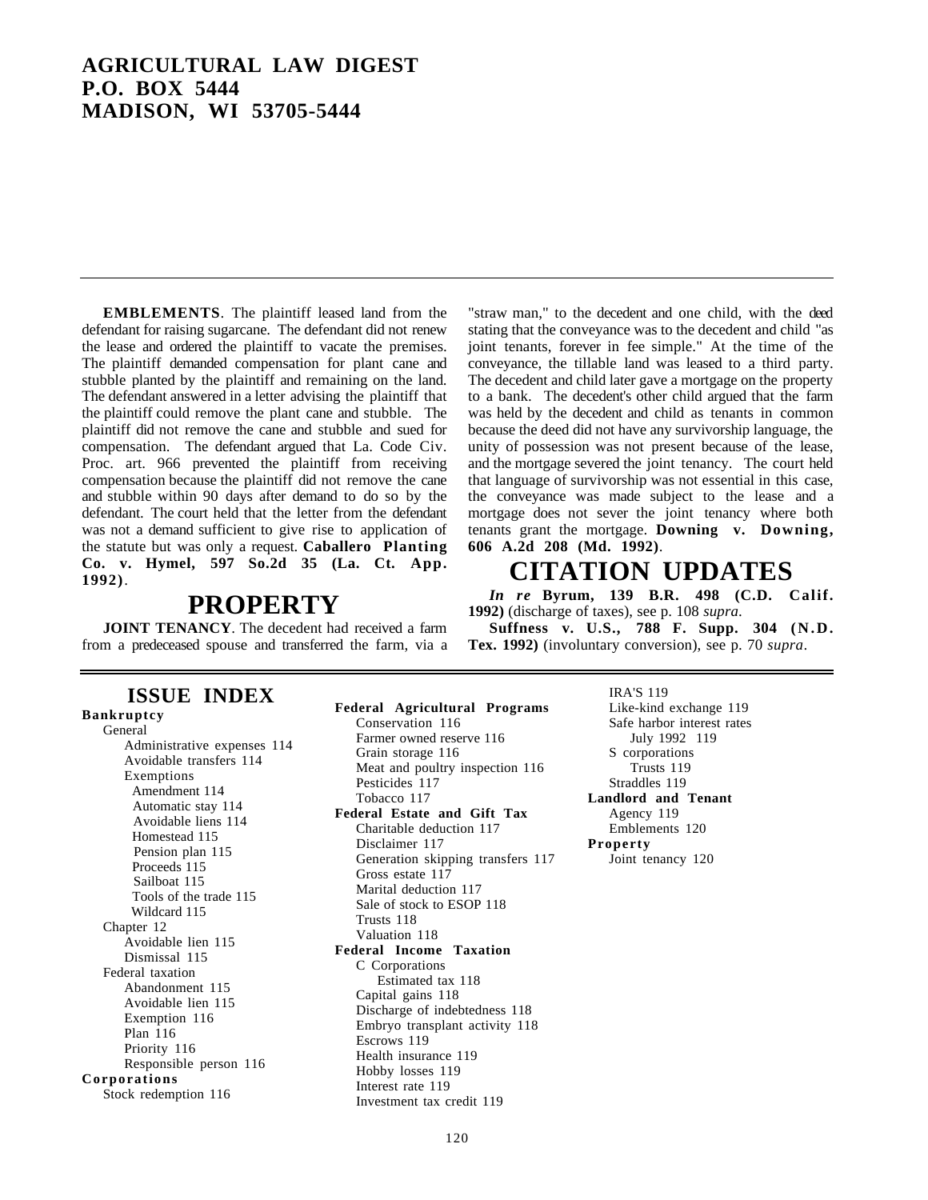**AGRICULTURAL LAW DIGEST**
**P.O. BOX 5444**
**MADISON, WI 53705-5444**

---

**EMBLEMENTS**. The plaintiff leased land from the defendant for raising sugarcane. The defendant did not renew the lease and ordered the plaintiff to vacate the premises. The plaintiff demanded compensation for plant cane and stubble planted by the plaintiff and remaining on the land. The defendant answered in a letter advising the plaintiff that the plaintiff could remove the plant cane and stubble. The plaintiff did not remove the cane and stubble and sued for compensation. The defendant argued that La. Code Civ. Proc. art. 966 prevented the plaintiff from receiving compensation because the plaintiff did not remove the cane and stubble within 90 days after demand to do so by the defendant. The court held that the letter from the defendant was not a demand sufficient to give rise to application of the statute but was only a request. **Caballero Planting Co. v. Hymel, 597 So.2d 35 (La. Ct. App. 1992)**.

# PROPERTY

**JOINT TENANCY**. The decedent had received a farm from a predeceased spouse and transferred the farm, via a "straw man," to the decedent and one child, with the deed stating that the conveyance was to the decedent and child "as joint tenants, forever in fee simple." At the time of the conveyance, the tillable land was leased to a third party. The decedent and child later gave a mortgage on the property to a bank. The decedent's other child argued that the farm was held by the decedent and child as tenants in common because the deed did not have any survivorship language, the unity of possession was not present because of the lease, and the mortgage severed the joint tenancy. The court held that language of survivorship was not essential in this case, the conveyance was made subject to the lease and a mortgage does not sever the joint tenancy where both tenants grant the mortgage. **Downing v. Downing, 606 A.2d 208 (Md. 1992)**.

# CITATION UPDATES

***In re* Byrum, 139 B.R. 498 (C.D. Calif. 1992)** (discharge of taxes), see p. 108 *supra*.

**Suffness v. U.S., 788 F. Supp. 304 (N.D. Tex. 1992)** (involuntary conversion), see p. 70 *supra*.

---

## ISSUE INDEX

**Bankruptcy**
- General
  - Administrative expenses 114
  - Avoidable transfers 114
  - Exemptions
    - Amendment 114
    - Automatic stay 114
    - Avoidable liens 114
    - Homestead 115
    - Pension plan 115
    - Proceeds 115
    - Sailboat 115
    - Tools of the trade 115
    - Wildcard 115
- Chapter 12
  - Avoidable lien 115
  - Dismissal 115
- Federal taxation
  - Abandonment 115
  - Avoidable lien 115
  - Exemption 116
  - Plan 116
  - Priority 116
  - Responsible person 116

**Corporations**
- Stock redemption 116

**Federal Agricultural Programs**
- Conservation 116
- Farmer owned reserve 116
- Grain storage 116
- Meat and poultry inspection 116
- Pesticides 117
- Tobacco 117

**Federal Estate and Gift Tax**
- Charitable deduction 117
- Disclaimer 117
- Generation skipping transfers 117
- Gross estate 117
- Marital deduction 117
- Sale of stock to ESOP 118
- Trusts 118
- Valuation 118

**Federal Income Taxation**
- C Corporations
  - Estimated tax 118
- Capital gains 118
- Discharge of indebtedness 118
- Embryo transplant activity 118
- Escrows 119
- Health insurance 119
- Hobby losses 119
- Interest rate 119
- Investment tax credit 119
- IRA'S 119
- Like-kind exchange 119
- Safe harbor interest rates
  - July 1992 119
- S corporations
  - Trusts 119
- Straddles 119

**Landlord and Tenant**
- Agency 119
- Emblements 120

**Property**
- Joint tenancy 120